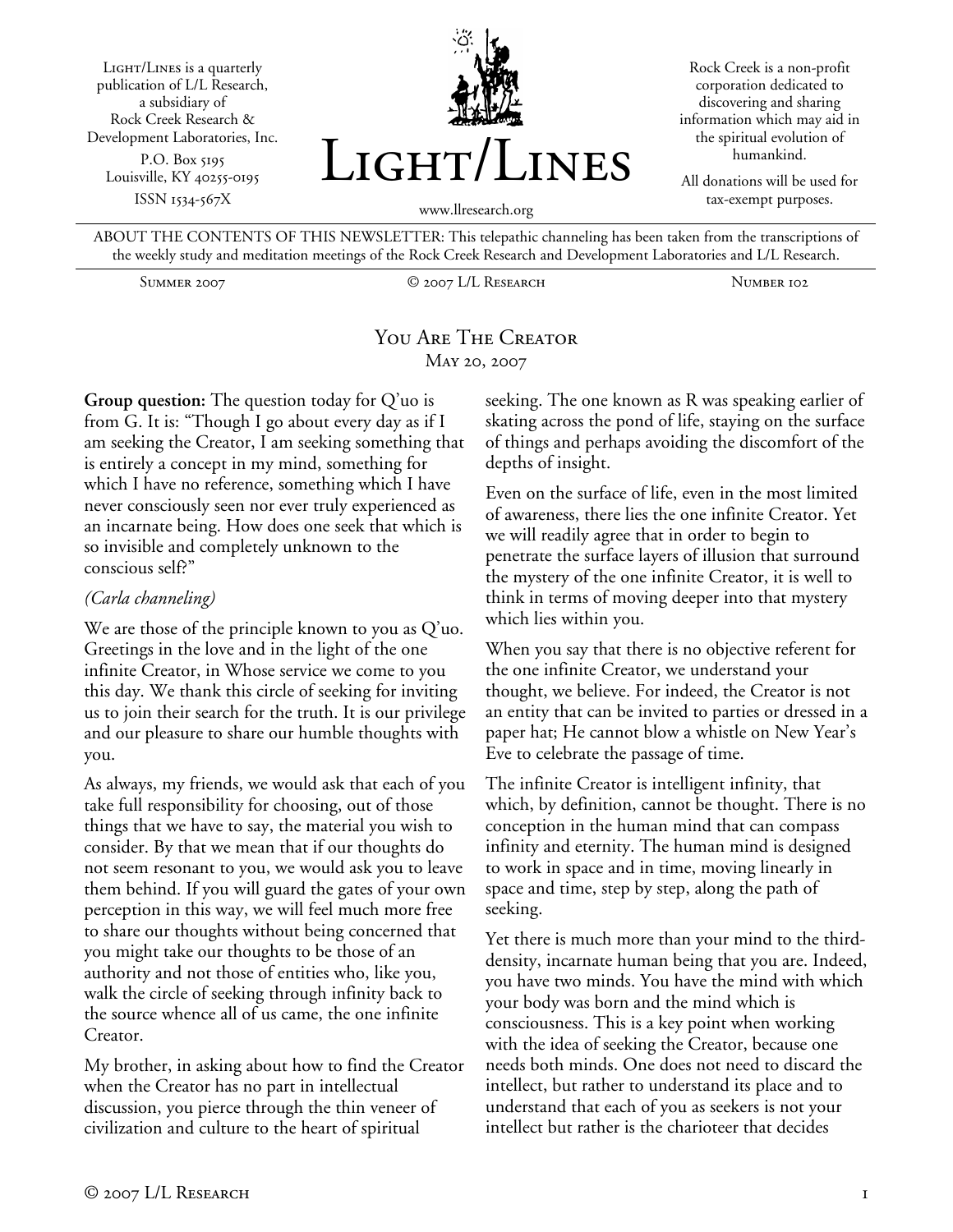Light/Lines is a quarterly publication of L/L Research, a subsidiary of Rock Creek Research & Development Laboratories, Inc.
P.O. Box 5195
Louisville, KY 40255-0195
ISSN 1534-567X

# Light/Lines

www.llresearch.org

Rock Creek is a non-profit corporation dedicated to discovering and sharing information which may aid in the spiritual evolution of humankind.

All donations will be used for tax-exempt purposes.

ABOUT THE CONTENTS OF THIS NEWSLETTER: This telepathic channeling has been taken from the transcriptions of the weekly study and meditation meetings of the Rock Creek Research and Development Laboratories and L/L Research.

Summer 2007 | © 2007 L/L Research | Number 102

## You Are The Creator

May 20, 2007

**Group question:** The question today for Q'uo is from G. It is: "Though I go about every day as if I am seeking the Creator, I am seeking something that is entirely a concept in my mind, something for which I have no reference, something which I have never consciously seen nor ever truly experienced as an incarnate being. How does one seek that which is so invisible and completely unknown to the conscious self?"

*(Carla channeling)*

We are those of the principle known to you as Q'uo. Greetings in the love and in the light of the one infinite Creator, in Whose service we come to you this day. We thank this circle of seeking for inviting us to join their search for the truth. It is our privilege and our pleasure to share our humble thoughts with you.

As always, my friends, we would ask that each of you take full responsibility for choosing, out of those things that we have to say, the material you wish to consider. By that we mean that if our thoughts do not seem resonant to you, we would ask you to leave them behind. If you will guard the gates of your own perception in this way, we will feel much more free to share our thoughts without being concerned that you might take our thoughts to be those of an authority and not those of entities who, like you, walk the circle of seeking through infinity back to the source whence all of us came, the one infinite Creator.

My brother, in asking about how to find the Creator when the Creator has no part in intellectual discussion, you pierce through the thin veneer of civilization and culture to the heart of spiritual seeking. The one known as R was speaking earlier of skating across the pond of life, staying on the surface of things and perhaps avoiding the discomfort of the depths of insight.

Even on the surface of life, even in the most limited of awareness, there lies the one infinite Creator. Yet we will readily agree that in order to begin to penetrate the surface layers of illusion that surround the mystery of the one infinite Creator, it is well to think in terms of moving deeper into that mystery which lies within you.

When you say that there is no objective referent for the one infinite Creator, we understand your thought, we believe. For indeed, the Creator is not an entity that can be invited to parties or dressed in a paper hat; He cannot blow a whistle on New Year's Eve to celebrate the passage of time.

The infinite Creator is intelligent infinity, that which, by definition, cannot be thought. There is no conception in the human mind that can compass infinity and eternity. The human mind is designed to work in space and in time, moving linearly in space and time, step by step, along the path of seeking.

Yet there is much more than your mind to the third-density, incarnate human being that you are. Indeed, you have two minds. You have the mind with which your body was born and the mind which is consciousness. This is a key point when working with the idea of seeking the Creator, because one needs both minds. One does not need to discard the intellect, but rather to understand its place and to understand that each of you as seekers is not your intellect but rather is the charioteer that decides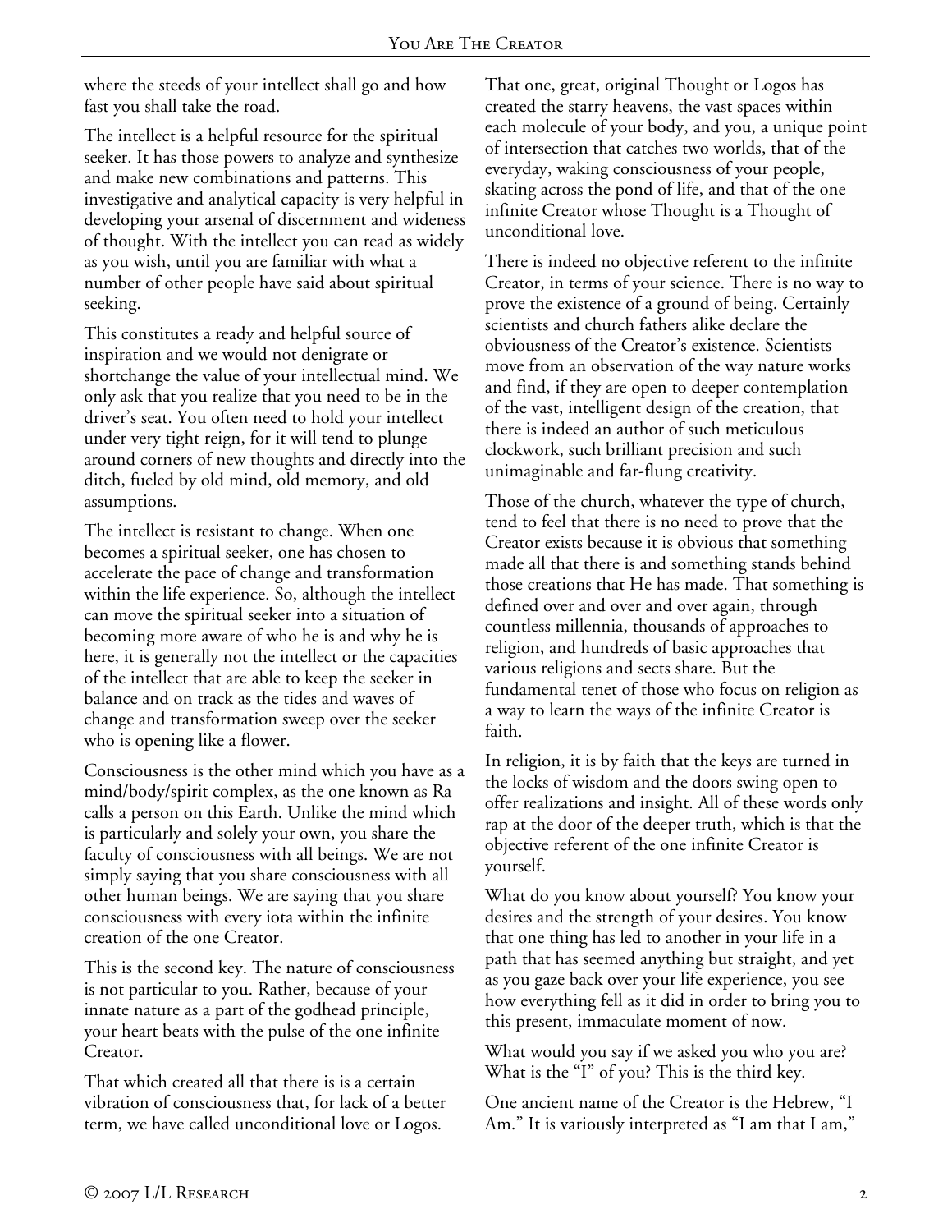where the steeds of your intellect shall go and how fast you shall take the road.

The intellect is a helpful resource for the spiritual seeker. It has those powers to analyze and synthesize and make new combinations and patterns. This investigative and analytical capacity is very helpful in developing your arsenal of discernment and wideness of thought. With the intellect you can read as widely as you wish, until you are familiar with what a number of other people have said about spiritual seeking.

This constitutes a ready and helpful source of inspiration and we would not denigrate or shortchange the value of your intellectual mind. We only ask that you realize that you need to be in the driver's seat. You often need to hold your intellect under very tight reign, for it will tend to plunge around corners of new thoughts and directly into the ditch, fueled by old mind, old memory, and old assumptions.

The intellect is resistant to change. When one becomes a spiritual seeker, one has chosen to accelerate the pace of change and transformation within the life experience. So, although the intellect can move the spiritual seeker into a situation of becoming more aware of who he is and why he is here, it is generally not the intellect or the capacities of the intellect that are able to keep the seeker in balance and on track as the tides and waves of change and transformation sweep over the seeker who is opening like a flower.

Consciousness is the other mind which you have as a mind/body/spirit complex, as the one known as Ra calls a person on this Earth. Unlike the mind which is particularly and solely your own, you share the faculty of consciousness with all beings. We are not simply saying that you share consciousness with all other human beings. We are saying that you share consciousness with every iota within the infinite creation of the one Creator.

This is the second key. The nature of consciousness is not particular to you. Rather, because of your innate nature as a part of the godhead principle, your heart beats with the pulse of the one infinite Creator.

That which created all that there is is a certain vibration of consciousness that, for lack of a better term, we have called unconditional love or Logos.

That one, great, original Thought or Logos has created the starry heavens, the vast spaces within each molecule of your body, and you, a unique point of intersection that catches two worlds, that of the everyday, waking consciousness of your people, skating across the pond of life, and that of the one infinite Creator whose Thought is a Thought of unconditional love.

There is indeed no objective referent to the infinite Creator, in terms of your science. There is no way to prove the existence of a ground of being. Certainly scientists and church fathers alike declare the obviousness of the Creator's existence. Scientists move from an observation of the way nature works and find, if they are open to deeper contemplation of the vast, intelligent design of the creation, that there is indeed an author of such meticulous clockwork, such brilliant precision and such unimaginable and far-flung creativity.

Those of the church, whatever the type of church, tend to feel that there is no need to prove that the Creator exists because it is obvious that something made all that there is and something stands behind those creations that He has made. That something is defined over and over and over again, through countless millennia, thousands of approaches to religion, and hundreds of basic approaches that various religions and sects share. But the fundamental tenet of those who focus on religion as a way to learn the ways of the infinite Creator is faith.

In religion, it is by faith that the keys are turned in the locks of wisdom and the doors swing open to offer realizations and insight. All of these words only rap at the door of the deeper truth, which is that the objective referent of the one infinite Creator is yourself.

What do you know about yourself? You know your desires and the strength of your desires. You know that one thing has led to another in your life in a path that has seemed anything but straight, and yet as you gaze back over your life experience, you see how everything fell as it did in order to bring you to this present, immaculate moment of now.

What would you say if we asked you who you are? What is the "I" of you? This is the third key.

One ancient name of the Creator is the Hebrew, "I Am." It is variously interpreted as "I am that I am,"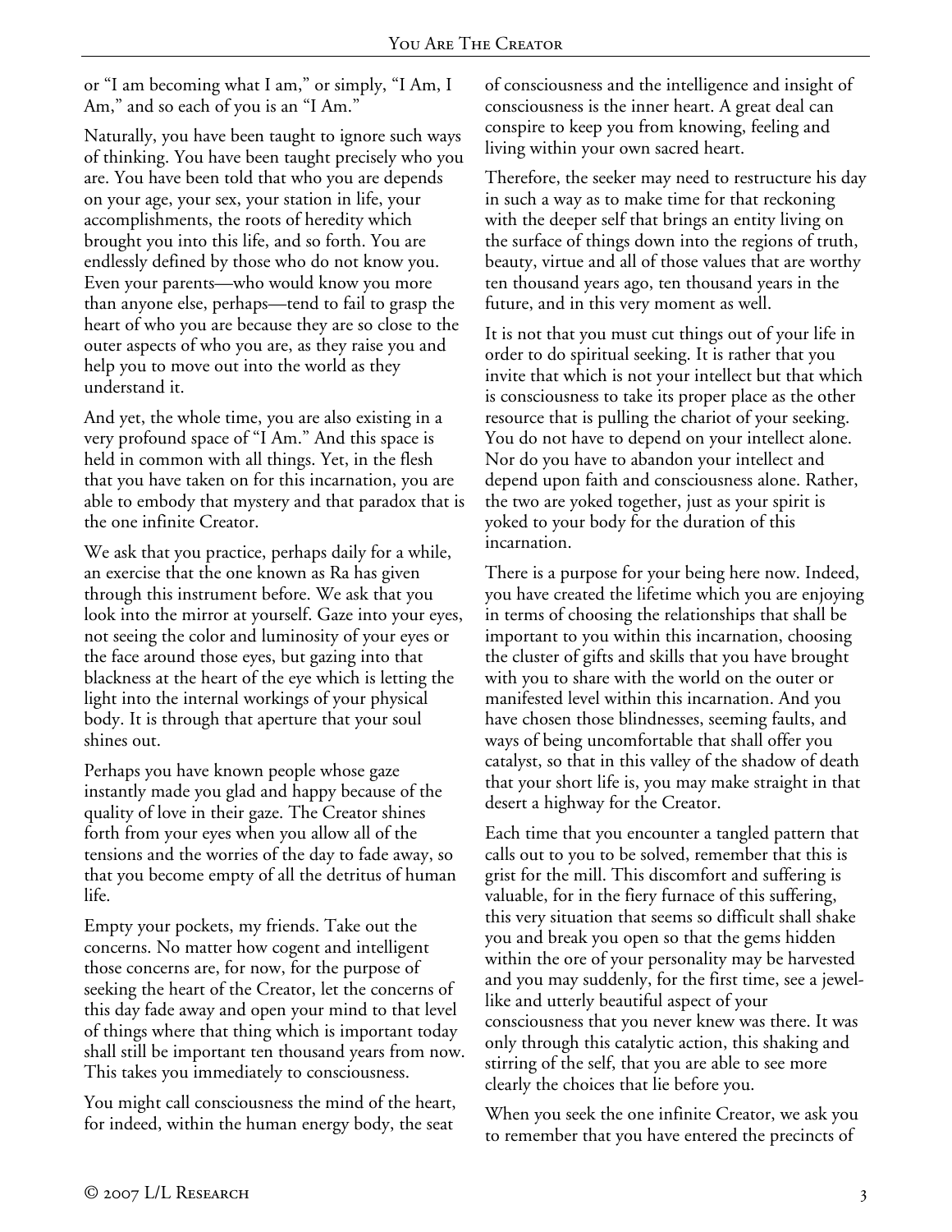or "I am becoming what I am," or simply, "I Am, I Am," and so each of you is an "I Am."

Naturally, you have been taught to ignore such ways of thinking. You have been taught precisely who you are. You have been told that who you are depends on your age, your sex, your station in life, your accomplishments, the roots of heredity which brought you into this life, and so forth. You are endlessly defined by those who do not know you. Even your parents—who would know you more than anyone else, perhaps—tend to fail to grasp the heart of who you are because they are so close to the outer aspects of who you are, as they raise you and help you to move out into the world as they understand it.

And yet, the whole time, you are also existing in a very profound space of "I Am." And this space is held in common with all things. Yet, in the flesh that you have taken on for this incarnation, you are able to embody that mystery and that paradox that is the one infinite Creator.

We ask that you practice, perhaps daily for a while, an exercise that the one known as Ra has given through this instrument before. We ask that you look into the mirror at yourself. Gaze into your eyes, not seeing the color and luminosity of your eyes or the face around those eyes, but gazing into that blackness at the heart of the eye which is letting the light into the internal workings of your physical body. It is through that aperture that your soul shines out.

Perhaps you have known people whose gaze instantly made you glad and happy because of the quality of love in their gaze. The Creator shines forth from your eyes when you allow all of the tensions and the worries of the day to fade away, so that you become empty of all the detritus of human life.

Empty your pockets, my friends. Take out the concerns. No matter how cogent and intelligent those concerns are, for now, for the purpose of seeking the heart of the Creator, let the concerns of this day fade away and open your mind to that level of things where that thing which is important today shall still be important ten thousand years from now. This takes you immediately to consciousness.

You might call consciousness the mind of the heart, for indeed, within the human energy body, the seat of consciousness and the intelligence and insight of consciousness is the inner heart. A great deal can conspire to keep you from knowing, feeling and living within your own sacred heart.

Therefore, the seeker may need to restructure his day in such a way as to make time for that reckoning with the deeper self that brings an entity living on the surface of things down into the regions of truth, beauty, virtue and all of those values that are worthy ten thousand years ago, ten thousand years in the future, and in this very moment as well.

It is not that you must cut things out of your life in order to do spiritual seeking. It is rather that you invite that which is not your intellect but that which is consciousness to take its proper place as the other resource that is pulling the chariot of your seeking. You do not have to depend on your intellect alone. Nor do you have to abandon your intellect and depend upon faith and consciousness alone. Rather, the two are yoked together, just as your spirit is yoked to your body for the duration of this incarnation.

There is a purpose for your being here now. Indeed, you have created the lifetime which you are enjoying in terms of choosing the relationships that shall be important to you within this incarnation, choosing the cluster of gifts and skills that you have brought with you to share with the world on the outer or manifested level within this incarnation. And you have chosen those blindnesses, seeming faults, and ways of being uncomfortable that shall offer you catalyst, so that in this valley of the shadow of death that your short life is, you may make straight in that desert a highway for the Creator.

Each time that you encounter a tangled pattern that calls out to you to be solved, remember that this is grist for the mill. This discomfort and suffering is valuable, for in the fiery furnace of this suffering, this very situation that seems so difficult shall shake you and break you open so that the gems hidden within the ore of your personality may be harvested and you may suddenly, for the first time, see a jewel-like and utterly beautiful aspect of your consciousness that you never knew was there. It was only through this catalytic action, this shaking and stirring of the self, that you are able to see more clearly the choices that lie before you.

When you seek the one infinite Creator, we ask you to remember that you have entered the precincts of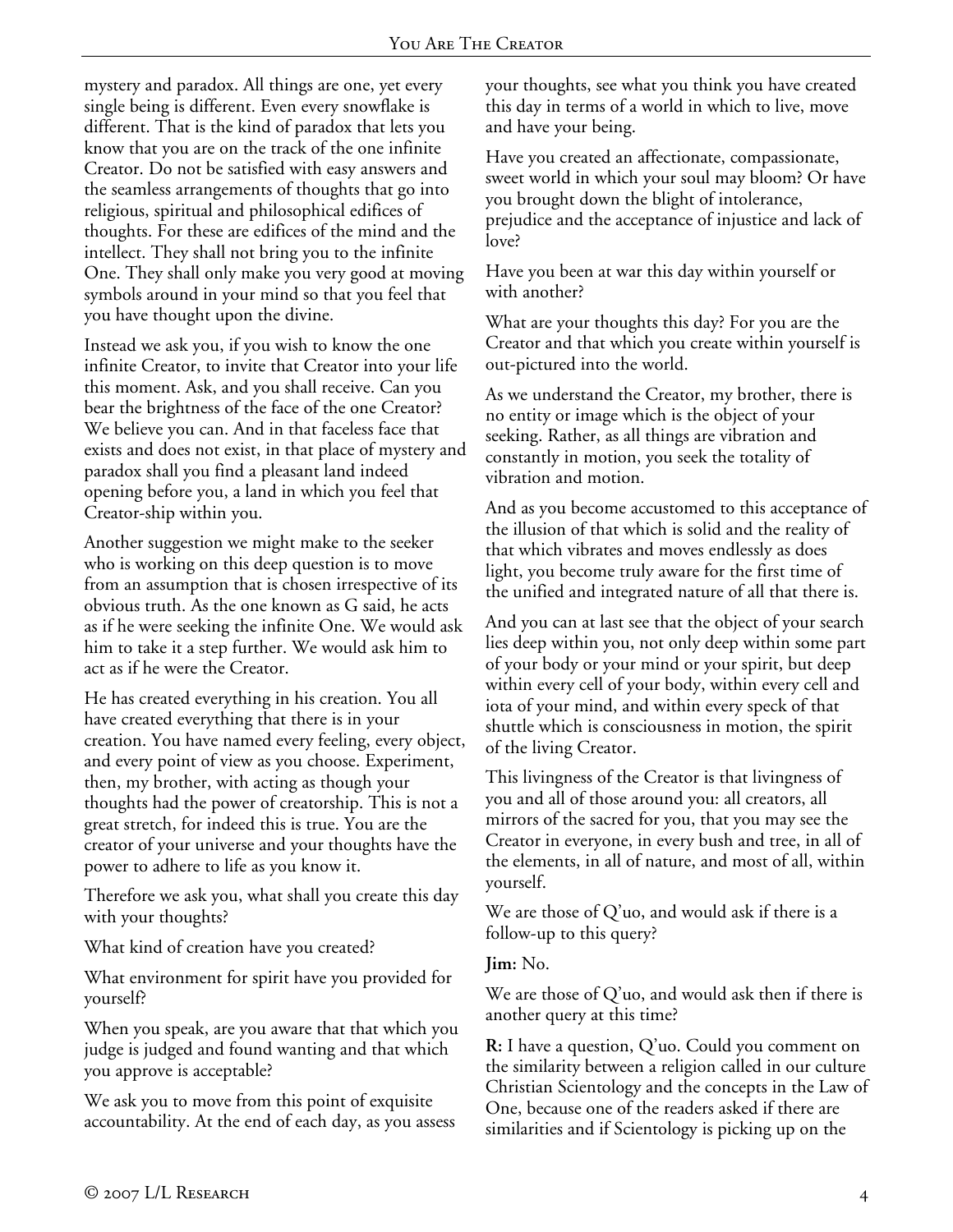mystery and paradox. All things are one, yet every single being is different. Even every snowflake is different. That is the kind of paradox that lets you know that you are on the track of the one infinite Creator. Do not be satisfied with easy answers and the seamless arrangements of thoughts that go into religious, spiritual and philosophical edifices of thoughts. For these are edifices of the mind and the intellect. They shall not bring you to the infinite One. They shall only make you very good at moving symbols around in your mind so that you feel that you have thought upon the divine.

Instead we ask you, if you wish to know the one infinite Creator, to invite that Creator into your life this moment. Ask, and you shall receive. Can you bear the brightness of the face of the one Creator? We believe you can. And in that faceless face that exists and does not exist, in that place of mystery and paradox shall you find a pleasant land indeed opening before you, a land in which you feel that Creator-ship within you.

Another suggestion we might make to the seeker who is working on this deep question is to move from an assumption that is chosen irrespective of its obvious truth. As the one known as G said, he acts as if he were seeking the infinite One. We would ask him to take it a step further. We would ask him to act as if he were the Creator.

He has created everything in his creation. You all have created everything that there is in your creation. You have named every feeling, every object, and every point of view as you choose. Experiment, then, my brother, with acting as though your thoughts had the power of creatorship. This is not a great stretch, for indeed this is true. You are the creator of your universe and your thoughts have the power to adhere to life as you know it.

Therefore we ask you, what shall you create this day with your thoughts?

What kind of creation have you created?

What environment for spirit have you provided for yourself?

When you speak, are you aware that that which you judge is judged and found wanting and that which you approve is acceptable?

We ask you to move from this point of exquisite accountability. At the end of each day, as you assess your thoughts, see what you think you have created this day in terms of a world in which to live, move and have your being.

Have you created an affectionate, compassionate, sweet world in which your soul may bloom? Or have you brought down the blight of intolerance, prejudice and the acceptance of injustice and lack of love?

Have you been at war this day within yourself or with another?

What are your thoughts this day? For you are the Creator and that which you create within yourself is out-pictured into the world.

As we understand the Creator, my brother, there is no entity or image which is the object of your seeking. Rather, as all things are vibration and constantly in motion, you seek the totality of vibration and motion.

And as you become accustomed to this acceptance of the illusion of that which is solid and the reality of that which vibrates and moves endlessly as does light, you become truly aware for the first time of the unified and integrated nature of all that there is.

And you can at last see that the object of your search lies deep within you, not only deep within some part of your body or your mind or your spirit, but deep within every cell of your body, within every cell and iota of your mind, and within every speck of that shuttle which is consciousness in motion, the spirit of the living Creator.

This livingness of the Creator is that livingness of you and all of those around you: all creators, all mirrors of the sacred for you, that you may see the Creator in everyone, in every bush and tree, in all of the elements, in all of nature, and most of all, within yourself.

We are those of Q'uo, and would ask if there is a follow-up to this query?

**Jim:** No.

We are those of Q'uo, and would ask then if there is another query at this time?

**R:** I have a question, Q'uo. Could you comment on the similarity between a religion called in our culture Christian Scientology and the concepts in the Law of One, because one of the readers asked if there are similarities and if Scientology is picking up on the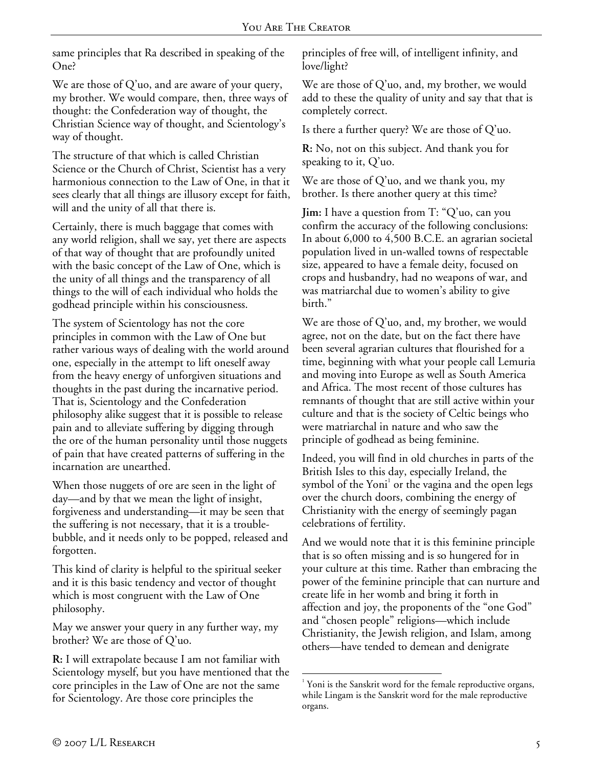same principles that Ra described in speaking of the One?

We are those of Q'uo, and are aware of your query, my brother. We would compare, then, three ways of thought: the Confederation way of thought, the Christian Science way of thought, and Scientology's way of thought.

The structure of that which is called Christian Science or the Church of Christ, Scientist has a very harmonious connection to the Law of One, in that it sees clearly that all things are illusory except for faith, will and the unity of all that there is.

Certainly, there is much baggage that comes with any world religion, shall we say, yet there are aspects of that way of thought that are profoundly united with the basic concept of the Law of One, which is the unity of all things and the transparency of all things to the will of each individual who holds the godhead principle within his consciousness.

The system of Scientology has not the core principles in common with the Law of One but rather various ways of dealing with the world around one, especially in the attempt to lift oneself away from the heavy energy of unforgiven situations and thoughts in the past during the incarnative period. That is, Scientology and the Confederation philosophy alike suggest that it is possible to release pain and to alleviate suffering by digging through the ore of the human personality until those nuggets of pain that have created patterns of suffering in the incarnation are unearthed.

When those nuggets of ore are seen in the light of day—and by that we mean the light of insight, forgiveness and understanding—it may be seen that the suffering is not necessary, that it is a trouble-bubble, and it needs only to be popped, released and forgotten.

This kind of clarity is helpful to the spiritual seeker and it is this basic tendency and vector of thought which is most congruent with the Law of One philosophy.

May we answer your query in any further way, my brother? We are those of Q'uo.

**R:** I will extrapolate because I am not familiar with Scientology myself, but you have mentioned that the core principles in the Law of One are not the same for Scientology. Are those core principles the principles of free will, of intelligent infinity, and love/light?

We are those of Q'uo, and, my brother, we would add to these the quality of unity and say that that is completely correct.

Is there a further query? We are those of Q'uo.

**R:** No, not on this subject. And thank you for speaking to it, Q'uo.

We are those of Q'uo, and we thank you, my brother. Is there another query at this time?

**Jim:** I have a question from T: "Q'uo, can you confirm the accuracy of the following conclusions: In about 6,000 to 4,500 B.C.E. an agrarian societal population lived in un-walled towns of respectable size, appeared to have a female deity, focused on crops and husbandry, had no weapons of war, and was matriarchal due to women's ability to give birth."

We are those of Q'uo, and, my brother, we would agree, not on the date, but on the fact there have been several agrarian cultures that flourished for a time, beginning with what your people call Lemuria and moving into Europe as well as South America and Africa. The most recent of those cultures has remnants of thought that are still active within your culture and that is the society of Celtic beings who were matriarchal in nature and who saw the principle of godhead as being feminine.

Indeed, you will find in old churches in parts of the British Isles to this day, especially Ireland, the symbol of the Yoni[1] or the vagina and the open legs over the church doors, combining the energy of Christianity with the energy of seemingly pagan celebrations of fertility.

And we would note that it is this feminine principle that is so often missing and is so hungered for in your culture at this time. Rather than embracing the power of the feminine principle that can nurture and create life in her womb and bring it forth in affection and joy, the proponents of the "one God" and "chosen people" religions—which include Christianity, the Jewish religion, and Islam, among others—have tended to demean and denigrate

[1] Yoni is the Sanskrit word for the female reproductive organs, while Lingam is the Sanskrit word for the male reproductive organs.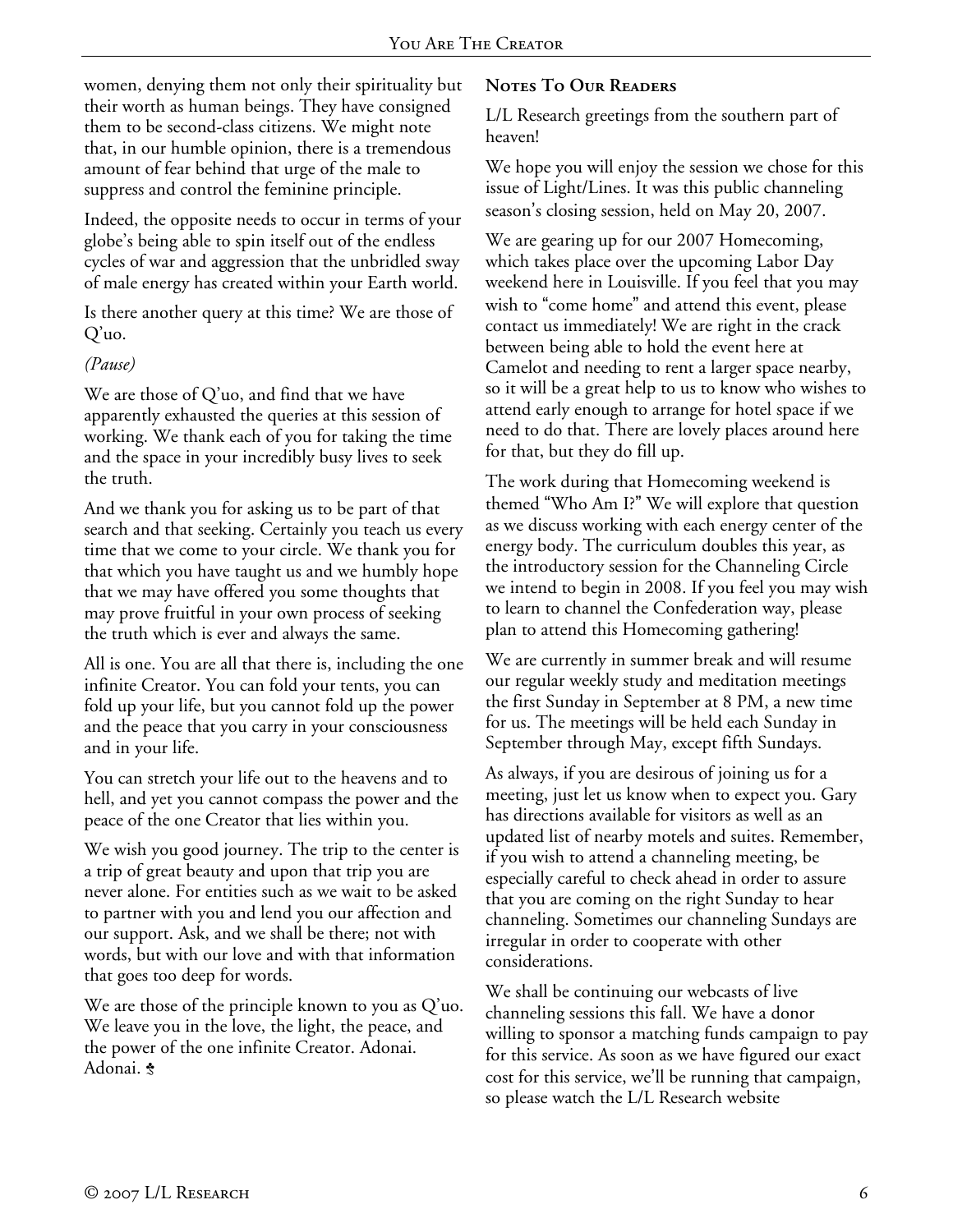women, denying them not only their spirituality but their worth as human beings. They have consigned them to be second-class citizens. We might note that, in our humble opinion, there is a tremendous amount of fear behind that urge of the male to suppress and control the feminine principle.

Indeed, the opposite needs to occur in terms of your globe's being able to spin itself out of the endless cycles of war and aggression that the unbridled sway of male energy has created within your Earth world.

Is there another query at this time? We are those of Q'uo.

*(Pause)*

We are those of Q'uo, and find that we have apparently exhausted the queries at this session of working. We thank each of you for taking the time and the space in your incredibly busy lives to seek the truth.

And we thank you for asking us to be part of that search and that seeking. Certainly you teach us every time that we come to your circle. We thank you for that which you have taught us and we humbly hope that we may have offered you some thoughts that may prove fruitful in your own process of seeking the truth which is ever and always the same.

All is one. You are all that there is, including the one infinite Creator. You can fold your tents, you can fold up your life, but you cannot fold up the power and the peace that you carry in your consciousness and in your life.

You can stretch your life out to the heavens and to hell, and yet you cannot compass the power and the peace of the one Creator that lies within you.

We wish you good journey. The trip to the center is a trip of great beauty and upon that trip you are never alone. For entities such as we wait to be asked to partner with you and lend you our affection and our support. Ask, and we shall be there; not with words, but with our love and with that information that goes too deep for words.

We are those of the principle known to you as Q'uo. We leave you in the love, the light, the peace, and the power of the one infinite Creator. Adonai. Adonai. ♣

## Notes To Our Readers

L/L Research greetings from the southern part of heaven!

We hope you will enjoy the session we chose for this issue of Light/Lines. It was this public channeling season's closing session, held on May 20, 2007.

We are gearing up for our 2007 Homecoming, which takes place over the upcoming Labor Day weekend here in Louisville. If you feel that you may wish to "come home" and attend this event, please contact us immediately! We are right in the crack between being able to hold the event here at Camelot and needing to rent a larger space nearby, so it will be a great help to us to know who wishes to attend early enough to arrange for hotel space if we need to do that. There are lovely places around here for that, but they do fill up.

The work during that Homecoming weekend is themed "Who Am I?" We will explore that question as we discuss working with each energy center of the energy body. The curriculum doubles this year, as the introductory session for the Channeling Circle we intend to begin in 2008. If you feel you may wish to learn to channel the Confederation way, please plan to attend this Homecoming gathering!

We are currently in summer break and will resume our regular weekly study and meditation meetings the first Sunday in September at 8 PM, a new time for us. The meetings will be held each Sunday in September through May, except fifth Sundays.

As always, if you are desirous of joining us for a meeting, just let us know when to expect you. Gary has directions available for visitors as well as an updated list of nearby motels and suites. Remember, if you wish to attend a channeling meeting, be especially careful to check ahead in order to assure that you are coming on the right Sunday to hear channeling. Sometimes our channeling Sundays are irregular in order to cooperate with other considerations.

We shall be continuing our webcasts of live channeling sessions this fall. We have a donor willing to sponsor a matching funds campaign to pay for this service. As soon as we have figured our exact cost for this service, we'll be running that campaign, so please watch the L/L Research website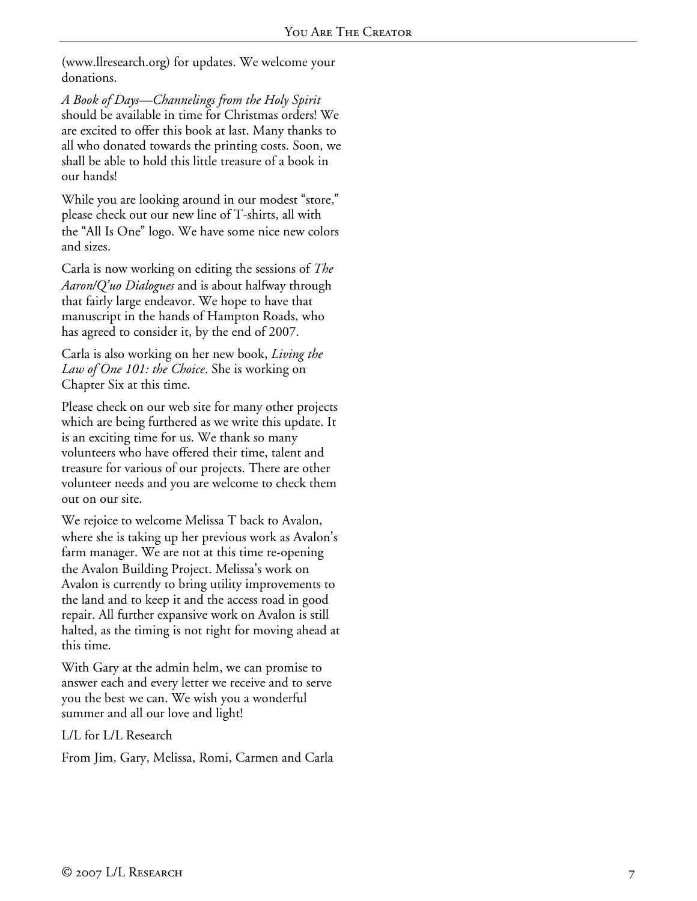(www.llresearch.org) for updates. We welcome your donations.

*A Book of Days—Channelings from the Holy Spirit* should be available in time for Christmas orders! We are excited to offer this book at last. Many thanks to all who donated towards the printing costs. Soon, we shall be able to hold this little treasure of a book in our hands!

While you are looking around in our modest "store," please check out our new line of T-shirts, all with the "All Is One" logo. We have some nice new colors and sizes.

Carla is now working on editing the sessions of *The Aaron/Q'uo Dialogues* and is about halfway through that fairly large endeavor. We hope to have that manuscript in the hands of Hampton Roads, who has agreed to consider it, by the end of 2007.

Carla is also working on her new book, *Living the Law of One 101: the Choice*. She is working on Chapter Six at this time.

Please check on our web site for many other projects which are being furthered as we write this update. It is an exciting time for us. We thank so many volunteers who have offered their time, talent and treasure for various of our projects. There are other volunteer needs and you are welcome to check them out on our site.

We rejoice to welcome Melissa T back to Avalon, where she is taking up her previous work as Avalon's farm manager. We are not at this time re-opening the Avalon Building Project. Melissa's work on Avalon is currently to bring utility improvements to the land and to keep it and the access road in good repair. All further expansive work on Avalon is still halted, as the timing is not right for moving ahead at this time.

With Gary at the admin helm, we can promise to answer each and every letter we receive and to serve you the best we can. We wish you a wonderful summer and all our love and light!

L/L for L/L Research

From Jim, Gary, Melissa, Romi, Carmen and Carla